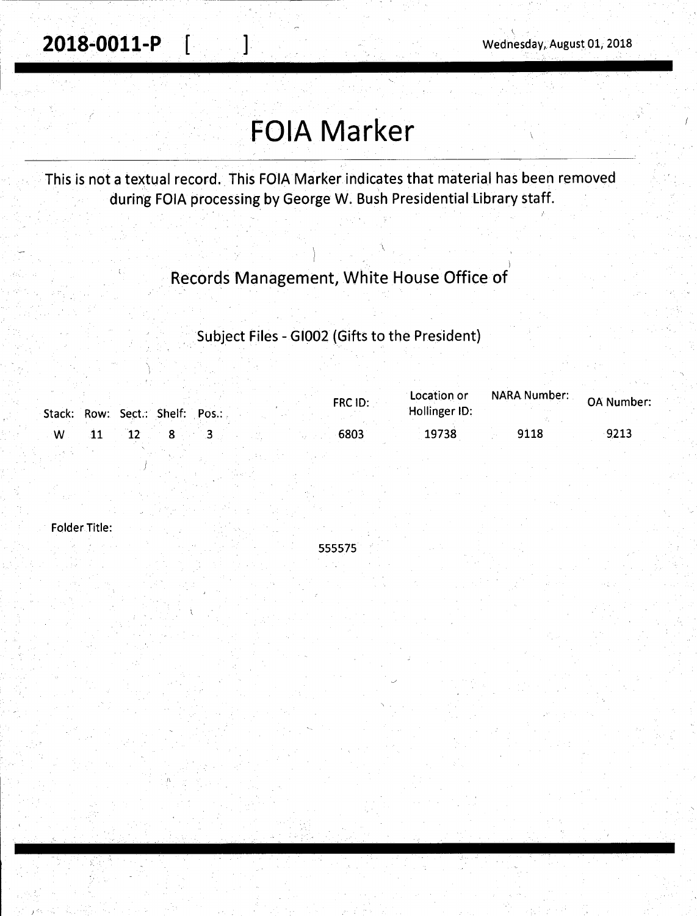**2018-0011-P** [ ] Wednesday, August 01, 2018

# FOIA Marker

This is not a textual record. This FOIA Marker indicates that material has been removed during FOIA processing by George W. Bush Presidential Library staff.

Records Management, White House Office of

Subject Files - GI002 (Gifts to the President)

| Stack: | Row: | Sect.: | Shelf: | Pos.: | FRC ID: | Location or Hollinger ID: | NARA Number: | OA Number: |
|---|---|---|---|---|---|---|---|---|
| W | 11 | 12 | 8 | 3 | 6803 | 19738 | 9118 | 9213 |

Folder Title:

555575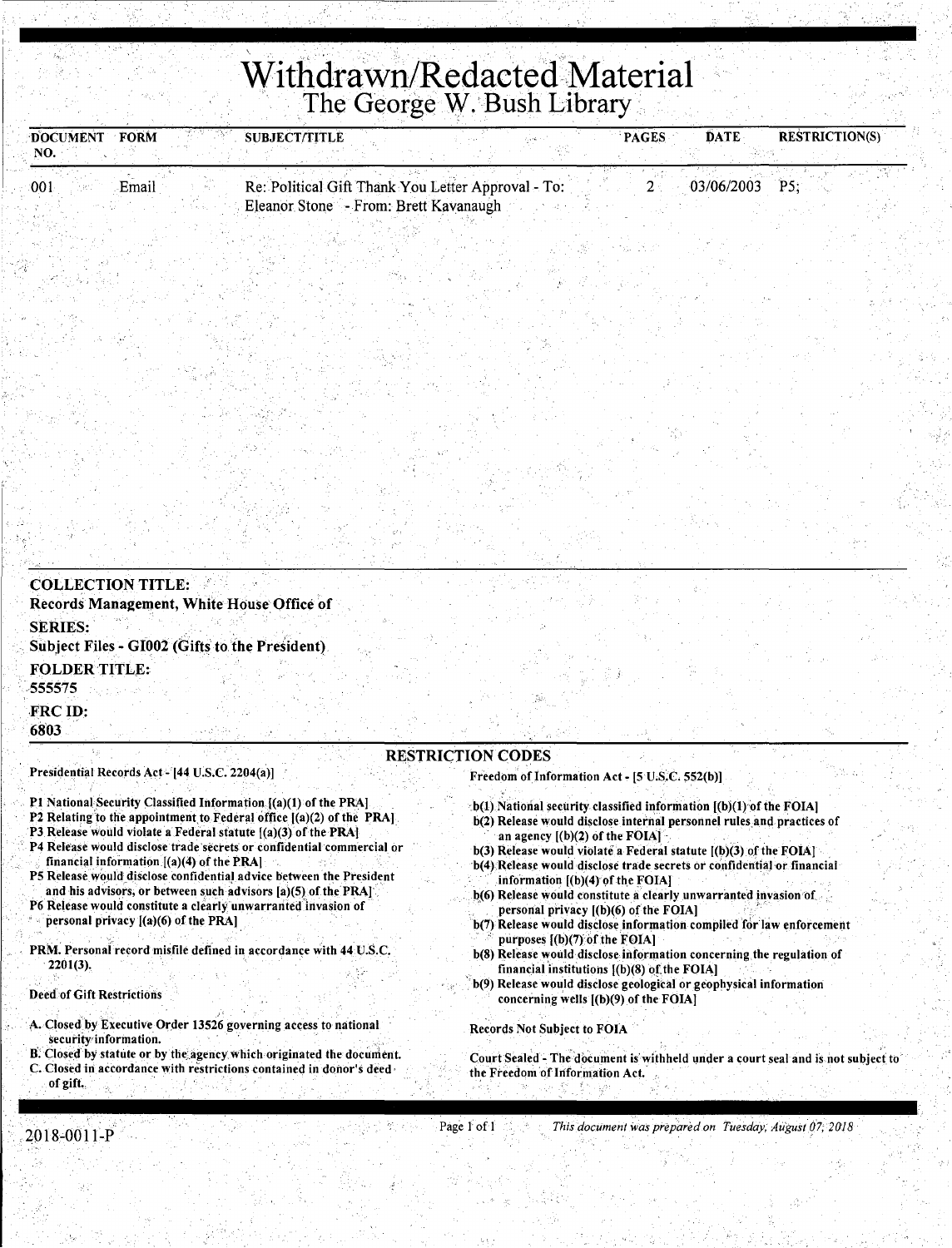# Withdrawn/Redacted Material

## The George W. Bush Library

| DOCUMENT NO. | FORM | SUBJECT/TITLE | PAGES | DATE | RESTRICTION(S) |
|---|---|---|---|---|---|
| 001 | Email | Re: Political Gift Thank You Letter Approval - To: Eleanor Stone - From: Brett Kavanaugh | 2 | 03/06/2003 | P5; |

**COLLECTION TITLE:**
Records Management, White House Office of

**SERIES:**
Subject Files - GI002 (Gifts to the President)

**FOLDER TITLE:**
555575

**FRC ID:**
6803

### RESTRICTION CODES

**Presidential Records Act - [44 U.S.C. 2204(a)]**

- P1 National Security Classified Information [(a)(1) of the PRA]
- P2 Relating to the appointment to Federal office [(a)(2) of the PRA]
- P3 Release would violate a Federal statute [(a)(3) of the PRA]
- P4 Release would disclose trade secrets or confidential commercial or financial information [(a)(4) of the PRA]
- P5 Release would disclose confidential advice between the President and his advisors, or between such advisors [a)(5) of the PRA]
- P6 Release would constitute a clearly unwarranted invasion of personal privacy [(a)(6) of the PRA]

PRM. Personal record misfile defined in accordance with 44 U.S.C. 2201(3).

**Deed of Gift Restrictions**

- A. Closed by Executive Order 13526 governing access to national security information.
- B. Closed by statute or by the agency which originated the document.
- C. Closed in accordance with restrictions contained in donor's deed of gift.

**Freedom of Information Act - [5 U.S.C. 552(b)]**

- b(1) National security classified information [(b)(1) of the FOIA]
- b(2) Release would disclose internal personnel rules and practices of an agency [(b)(2) of the FOIA]
- b(3) Release would violate a Federal statute [(b)(3) of the FOIA]
- b(4) Release would disclose trade secrets or confidential or financial information [(b)(4) of the FOIA]
- b(6) Release would constitute a clearly unwarranted invasion of personal privacy [(b)(6) of the FOIA]
- b(7) Release would disclose information compiled for law enforcement purposes [(b)(7) of the FOIA]
- b(8) Release would disclose information concerning the regulation of financial institutions [(b)(8) of the FOIA]
- b(9) Release would disclose geological or geophysical information concerning wells [(b)(9) of the FOIA]

Records Not Subject to FOIA

Court Sealed - The document is withheld under a court seal and is not subject to the Freedom of Information Act.

2018-0011-P

*This document was prepared on Tuesday, August 07, 2018*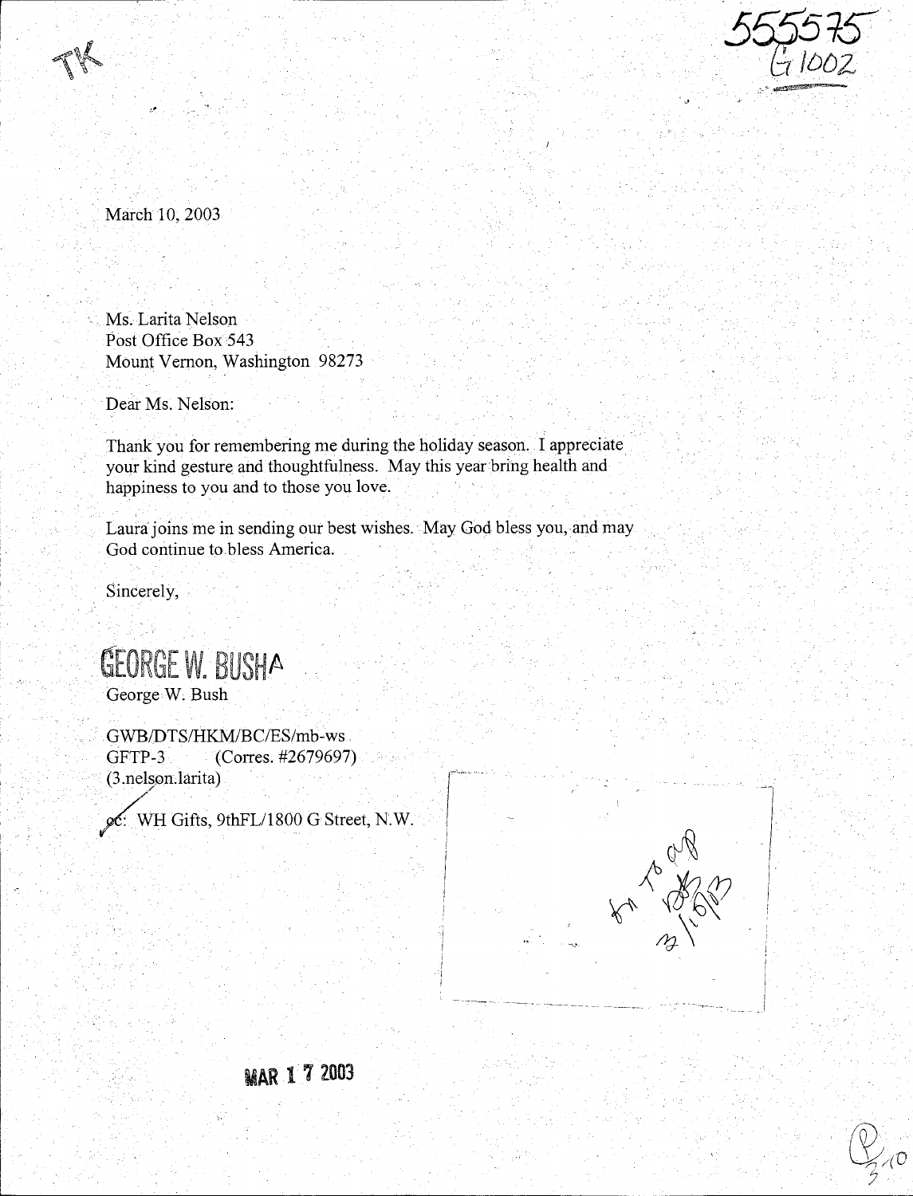TK

555575
G1002

March 10, 2003

Ms. Larita Nelson
Post Office Box 543
Mount Vernon, Washington 98273

Dear Ms. Nelson:

Thank you for remembering me during the holiday season. I appreciate your kind gesture and thoughtfulness. May this year bring health and happiness to you and to those you love.

Laura joins me in sending our best wishes. May God bless you, and may God continue to bless America.

Sincerely,

GEORGE W. BUSH

George W. Bush

GWB/DTS/HKM/BC/ES/mb-ws
GFTP-3 (Corres. #2679697)
(3.nelson.larita)

cc: WH Gifts, 9thFL/1800 G Street, N.W.

fr to ap
3/16/03

MAR 17 2003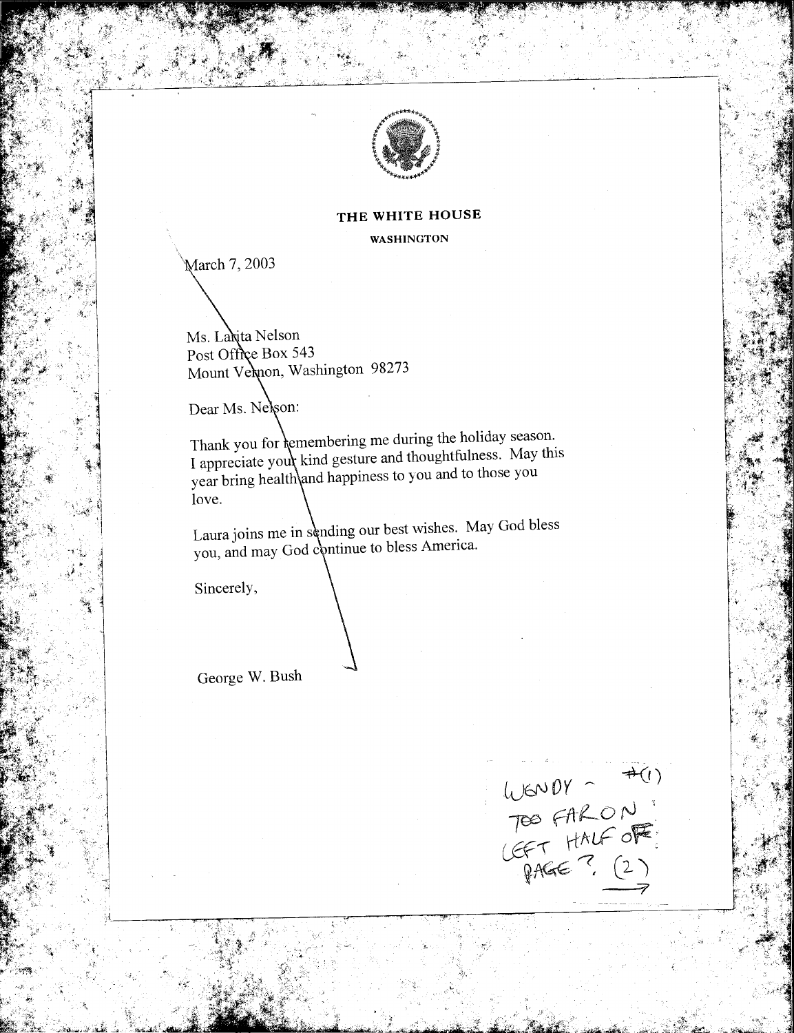**THE WHITE HOUSE**

**WASHINGTON**

March 7, 2003

Ms. Lakita Nelson
Post Office Box 543
Mount Vernon, Washington 98273

Dear Ms. Nelson:

Thank you for remembering me during the holiday season. I appreciate your kind gesture and thoughtfulness. May this year bring health and happiness to you and to those you love.

Laura joins me in sending our best wishes. May God bless you, and may God continue to bless America.

Sincerely,

George W. Bush

WENDY - #(1)
TOO FAR ON
LEFT HALF OF
PAGE? (2)
→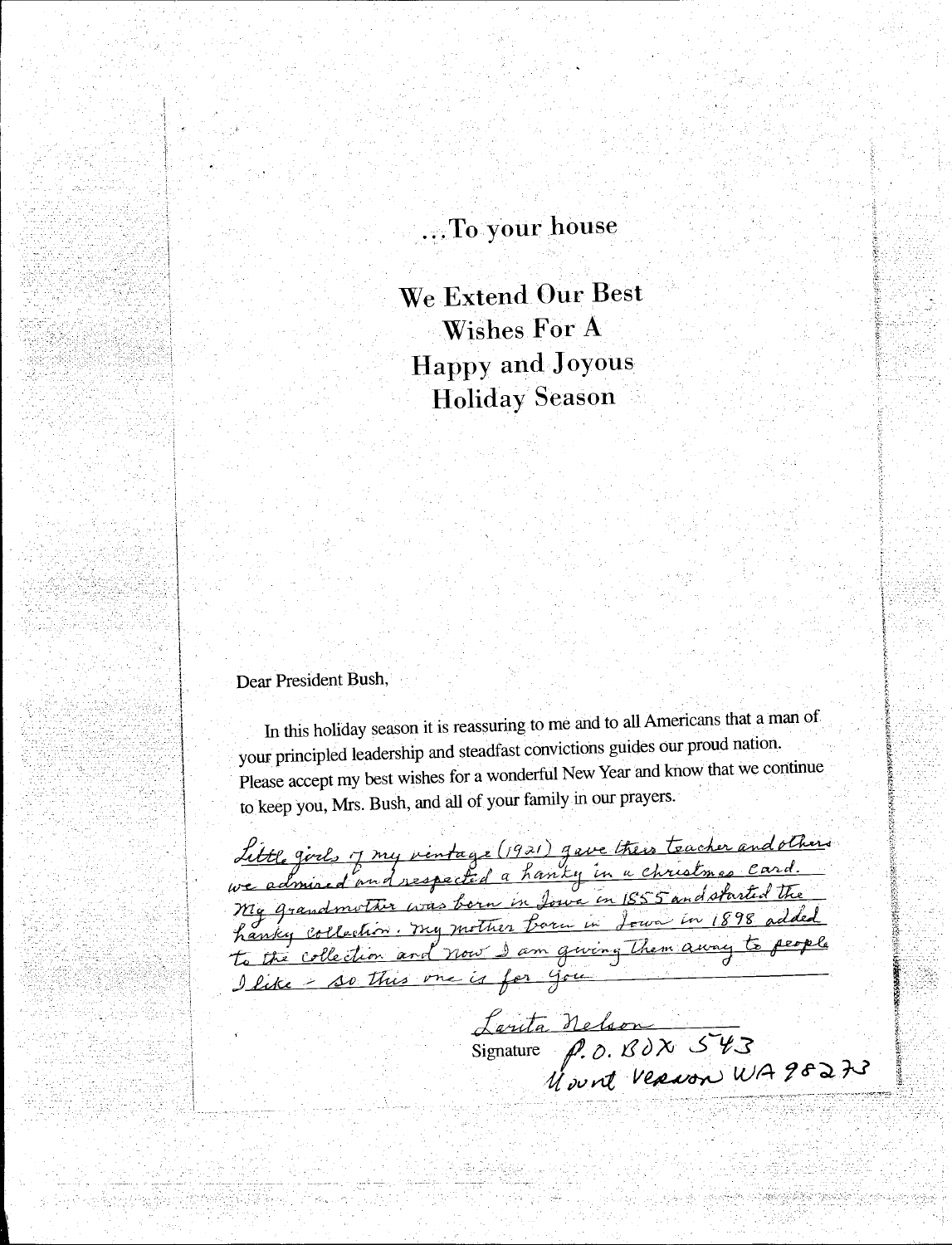...To your house

We Extend Our Best Wishes For A Happy and Joyous Holiday Season

Dear President Bush,

In this holiday season it is reassuring to me and to all Americans that a man of your principled leadership and steadfast convictions guides our proud nation. Please accept my best wishes for a wonderful New Year and know that we continue to keep you, Mrs. Bush, and all of your family in our prayers.

Little girls of my vintage (1921) gave their teacher and others we admired and respected a hanky in a christmas card. My grandmother was born in Iowa in 1855 and started the hanky collection. My mother born in Iowa in 1898 added to the collection and now I am giving them away to people I like - so this one is for you

Signature Larita Nelson
P.O. BOX 543
Mount Vernon WA 98273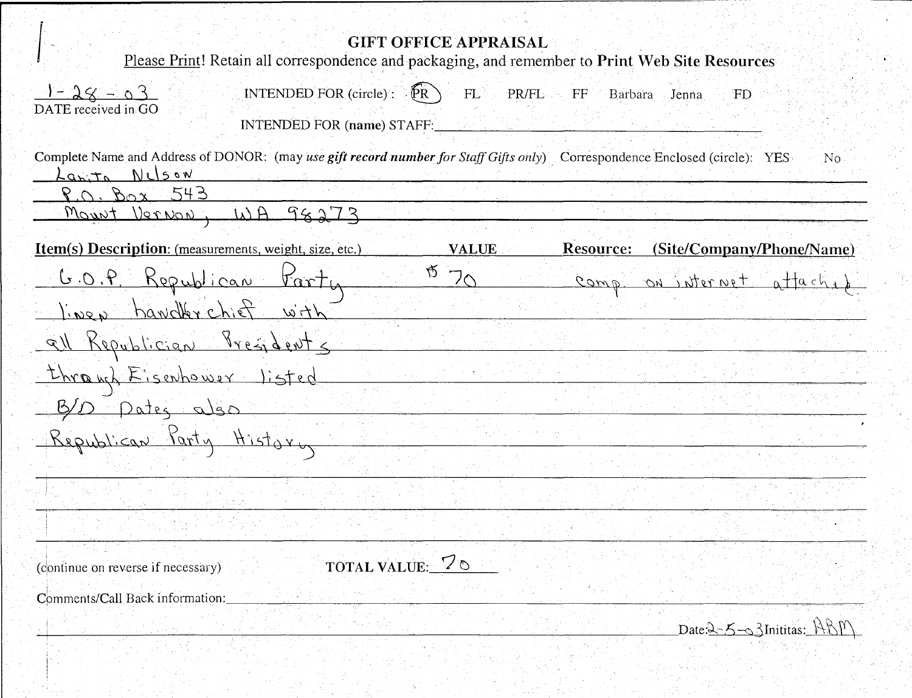# GIFT OFFICE APPRAISAL

Please Print! Retain all correspondence and packaging, and remember to **Print Web Site Resources**

1-28-03
DATE received in GO

INTENDED FOR (circle): (PR) FL PR/FL FF Barbara Jenna FD

INTENDED FOR (name) STAFF: ______________________

Complete Name and Address of DONOR: (may *use **gift record number** for Staff Gifts only*) Correspondence Enclosed (circle): YES No

LaniTa Nelson
P.O. Box 543
Mount Vernon, WA 98273

| **Item(s) Description**: (measurements, weight, size, etc.) | **VALUE** | **Resource: (Site/Company/Phone/Name)** |
|---|---|---|
| G.O.P. Republican Party linen handkerchief with all Republician Presidents through Eisenhower listed B/D Dates also Republican Party History | $70 | comp. on internet attached |

(continue on reverse if necessary)

**TOTAL VALUE:** 70

Comments/Call Back information: ______________________

Date: 2-5-03 Initials: ABM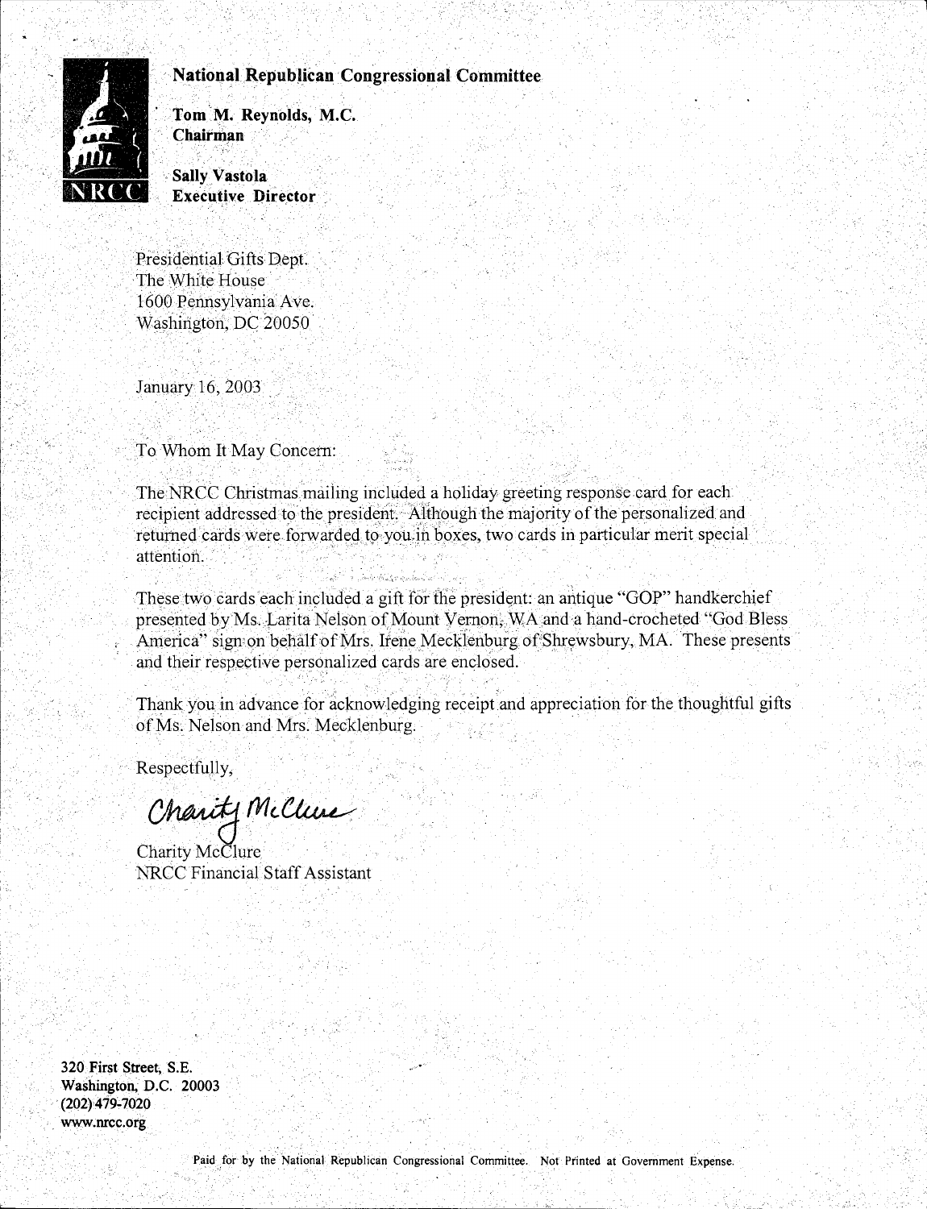**National Republican Congressional Committee**

**Tom M. Reynolds, M.C.**
**Chairman**

**Sally Vastola**
**Executive Director**

Presidential Gifts Dept.
The White House
1600 Pennsylvania Ave.
Washington, DC 20050

January 16, 2003

To Whom It May Concern:

The NRCC Christmas mailing included a holiday greeting response card for each recipient addressed to the president. Although the majority of the personalized and returned cards were forwarded to you in boxes, two cards in particular merit special attention.

These two cards each included a gift for the president: an antique "GOP" handkerchief presented by Ms. Larita Nelson of Mount Vernon, WA and a hand-crocheted "God Bless America" sign on behalf of Mrs. Irene Mecklenburg of Shrewsbury, MA. These presents and their respective personalized cards are enclosed.

Thank you in advance for acknowledging receipt and appreciation for the thoughtful gifts of Ms. Nelson and Mrs. Mecklenburg.

Respectfully,

*Charity McClure*

Charity McClure
NRCC Financial Staff Assistant

**320 First Street, S.E.**
**Washington, D.C. 20003**
**(202) 479-7020**
**www.nrcc.org**

Paid for by the National Republican Congressional Committee. Not Printed at Government Expense.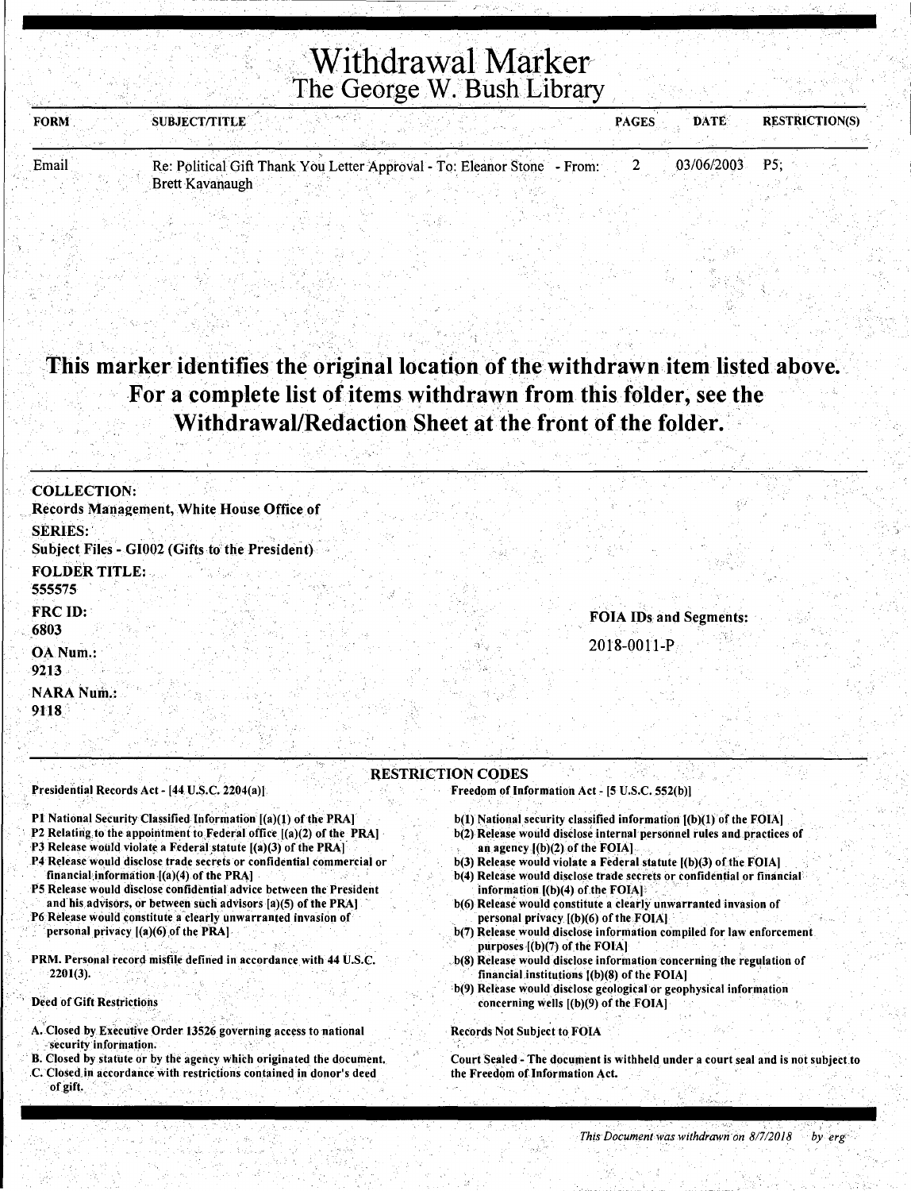# Withdrawal Marker
## The George W. Bush Library

| FORM | SUBJECT/TITLE | PAGES | DATE | RESTRICTION(S) |
|---|---|---|---|---|
| Email | Re: Political Gift Thank You Letter Approval - To: Eleanor Stone - From: Brett Kavanaugh | 2 | 03/06/2003 | P5; |

**This marker identifies the original location of the withdrawn item listed above. For a complete list of items withdrawn from this folder, see the Withdrawal/Redaction Sheet at the front of the folder.**

**COLLECTION:**
**Records Management, White House Office of**

**SERIES:**
**Subject Files - GI002 (Gifts to the President)**

**FOLDER TITLE:**
**555575**

**FRC ID:**
**6803**

**OA Num.:**
**9213**

**NARA Num.:**
**9118**

**FOIA IDs and Segments:**

2018-0011-P

### RESTRICTION CODES

Presidential Records Act - [44 U.S.C. 2204(a)]

P1 National Security Classified Information [(a)(1) of the PRA]
P2 Relating to the appointment to Federal office [(a)(2) of the PRA]
P3 Release would violate a Federal statute [(a)(3) of the PRA]
P4 Release would disclose trade secrets or confidential commercial or financial information [(a)(4) of the PRA]
P5 Release would disclose confidential advice between the President and his advisors, or between such advisors [a)(5) of the PRA]
P6 Release would constitute a clearly unwarranted invasion of personal privacy [(a)(6) of the PRA]

PRM. Personal record misfile defined in accordance with 44 U.S.C. 2201(3).

Deed of Gift Restrictions

A. Closed by Executive Order 13526 governing access to national security information.
B. Closed by statute or by the agency which originated the document.
C. Closed in accordance with restrictions contained in donor's deed of gift.

Freedom of Information Act - [5 U.S.C. 552(b)]

b(1) National security classified information [(b)(1) of the FOIA]
b(2) Release would disclose internal personnel rules and practices of an agency [(b)(2) of the FOIA]
b(3) Release would violate a Federal statute [(b)(3) of the FOIA]
b(4) Release would disclose trade secrets or confidential or financial information [(b)(4) of the FOIA]
b(6) Release would constitute a clearly unwarranted invasion of personal privacy [(b)(6) of the FOIA]
b(7) Release would disclose information compiled for law enforcement purposes [(b)(7) of the FOIA]
b(8) Release would disclose information concerning the regulation of financial institutions [(b)(8) of the FOIA]
b(9) Release would disclose geological or geophysical information concerning wells [(b)(9) of the FOIA]

Records Not Subject to FOIA

Court Sealed - The document is withheld under a court seal and is not subject to the Freedom of Information Act.

*This Document was withdrawn on 8/7/2018 by erg*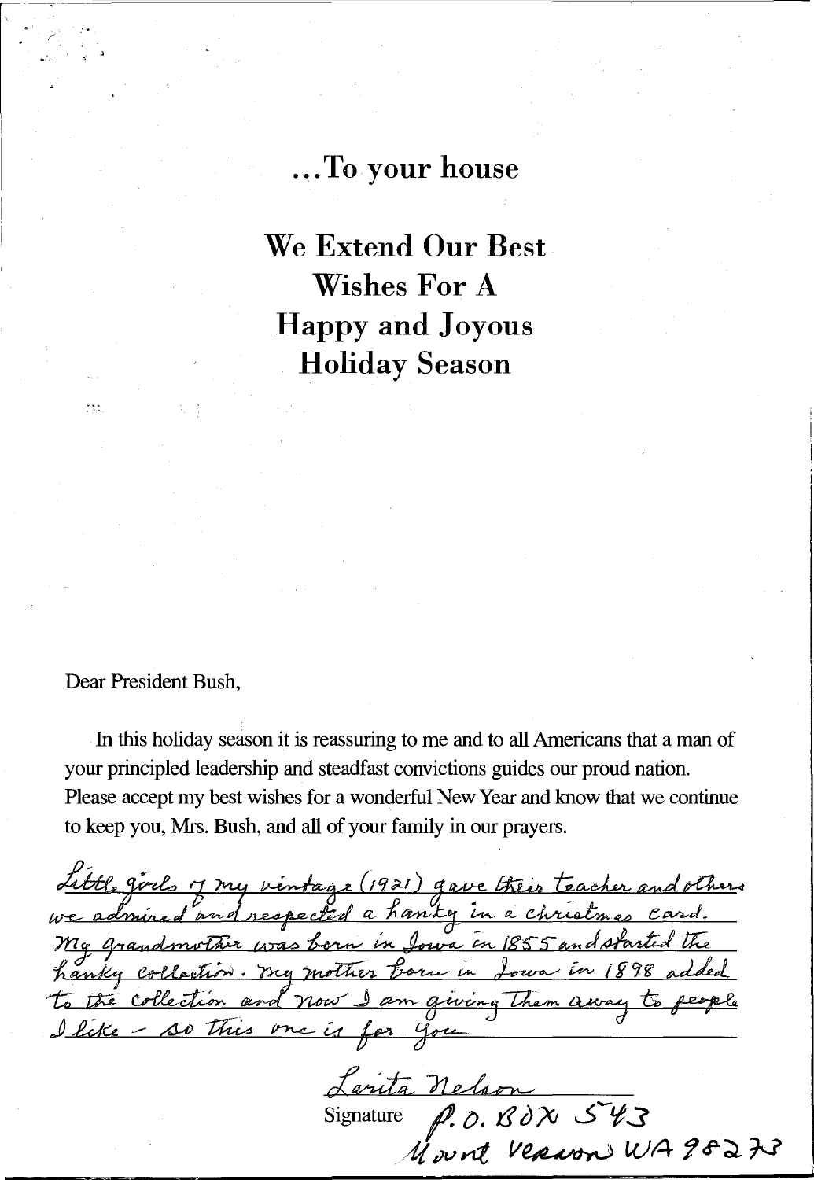...To your house

# We Extend Our Best Wishes For A Happy and Joyous Holiday Season

Dear President Bush,

In this holiday season it is reassuring to me and to all Americans that a man of your principled leadership and steadfast convictions guides our proud nation. Please accept my best wishes for a wonderful New Year and know that we continue to keep you, Mrs. Bush, and all of your family in our prayers.

Little girls of my vintage (1921) gave their teacher and others we admired and respected a hanky in a christmas card. My grandmother was born in Iowa in 1855 and started the hanky collection. My mother born in Iowa in 1898 added to the collection and now I am giving them away to people I like - so this one is for you

Lorita Nelson
Signature P.O. BOX 543
Mount Vernon WA 98273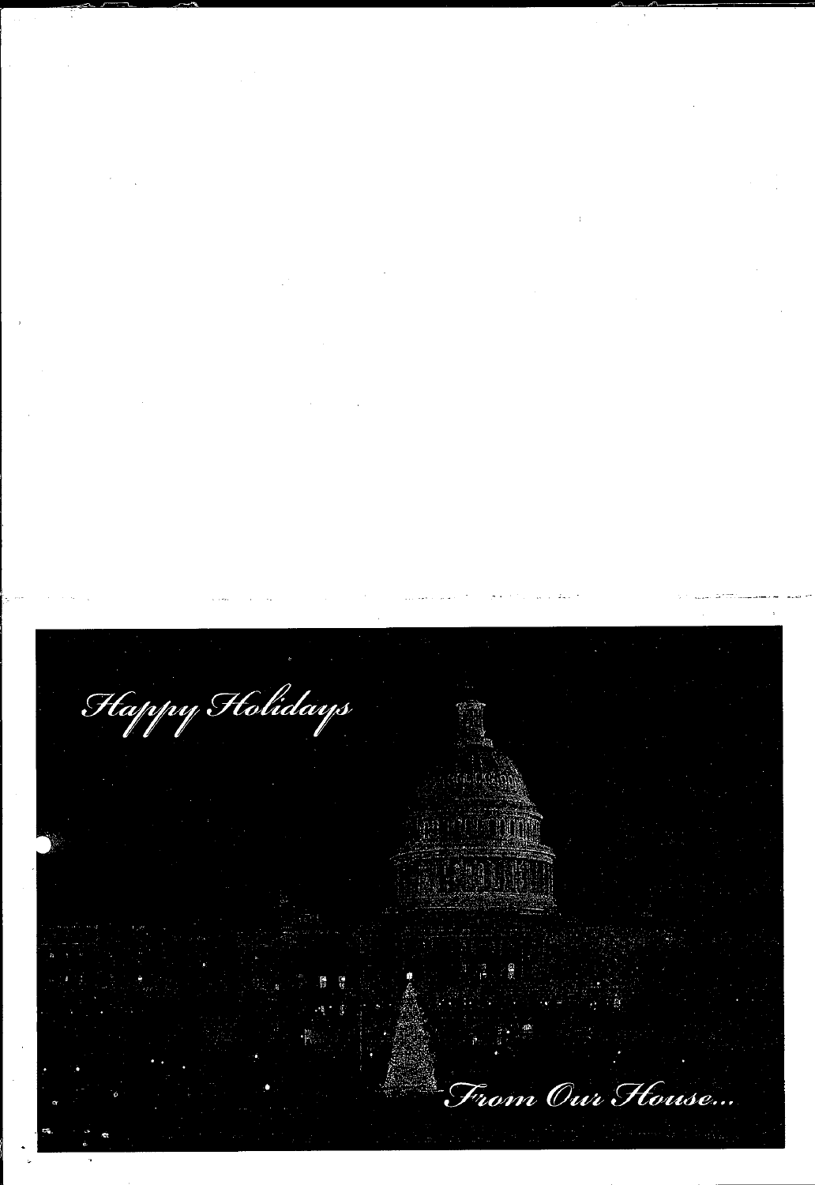Happy Holidays

From Our House...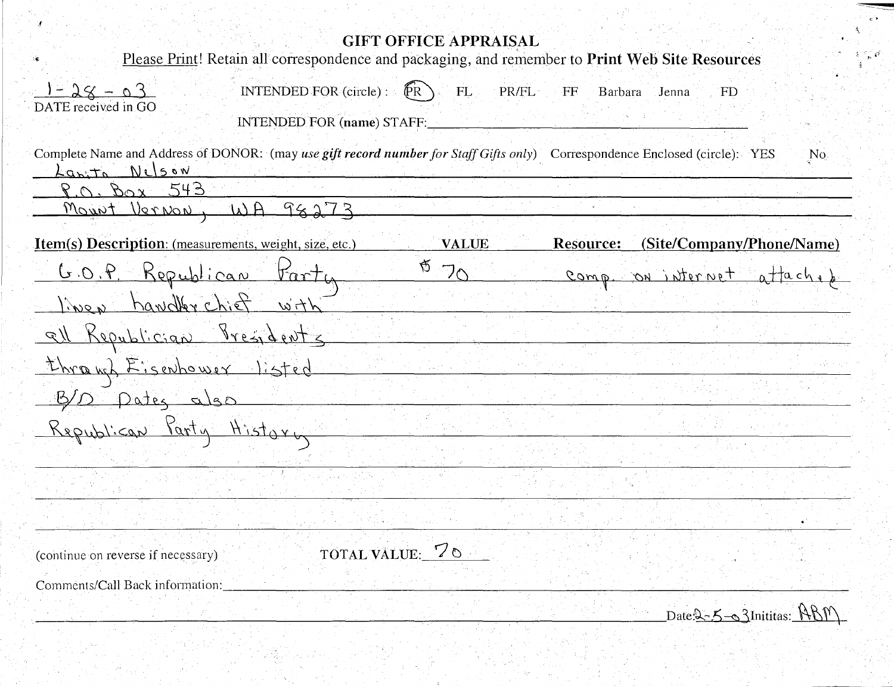# GIFT OFFICE APPRAISAL

Please Print! Retain all correspondence and packaging, and remember to **Print Web Site Resources**

1-28-03
DATE received in GO

INTENDED FOR (circle): (PR) FL PR/FL FF Barbara Jenna FD

INTENDED FOR (**name**) STAFF: ______

Complete Name and Address of DONOR: (may *use gift record number for Staff Gifts only*) Correspondence Enclosed (circle): YES No

Lanita Nelson
P.O. Box 543
Mount Vernon, WA 98273

| **Item(s) Description**: (measurements, weight, size, etc.) | **VALUE** | **Resource: (Site/Company/Phone/Name)** |
|---|---|---|
| G.O.P. Republican Party linen handkerchief with all Republican Presidents through Eisenhower listed B/D Dates also Republican Party History | $70 | comp. on internet attached |

(continue on reverse if necessary)

TOTAL VALUE: 70

Comments/Call Back information: ______

Date: 2-5-03 Initials: ABM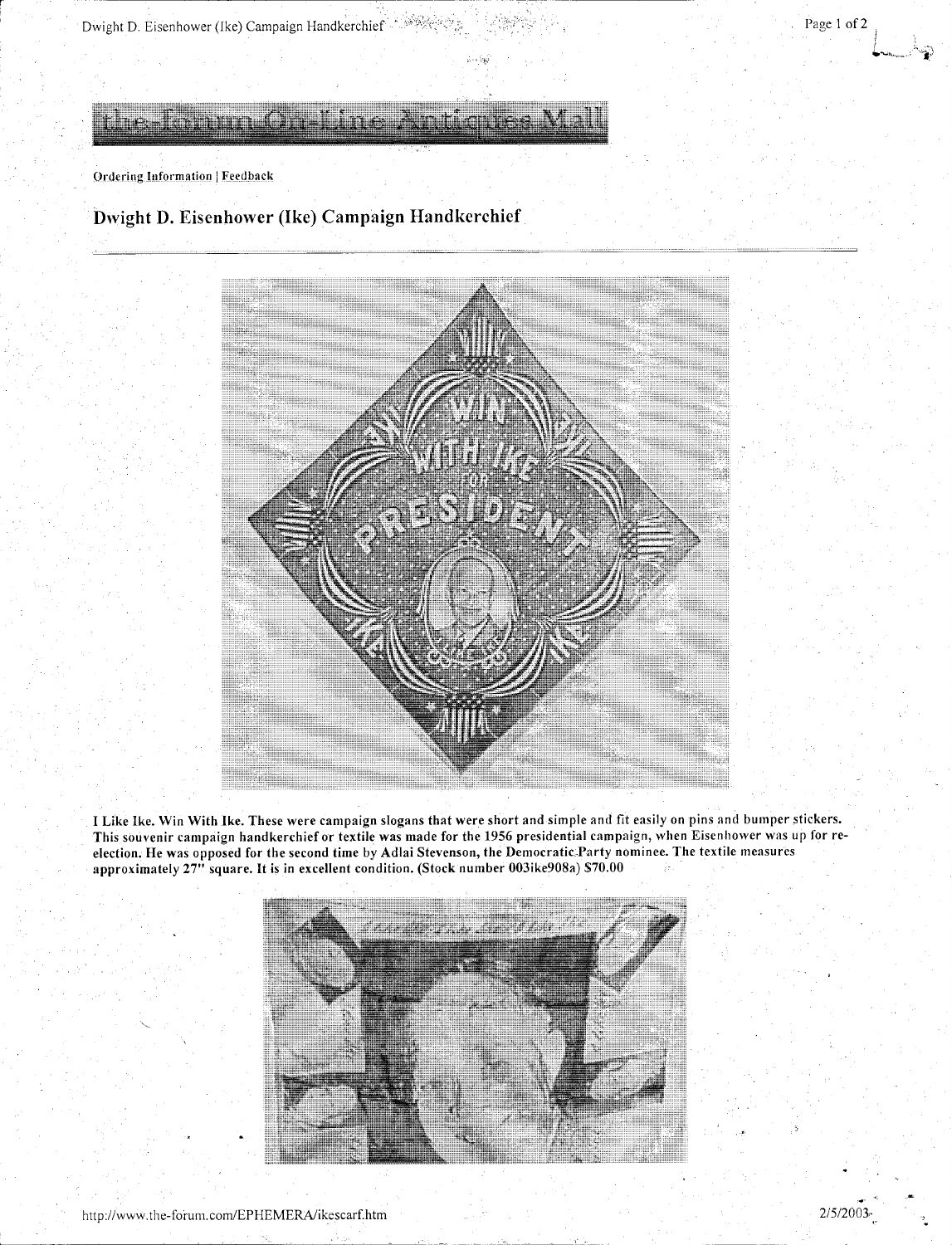the-forum On-Line Antiques Mall

Ordering Information | Feedback

# Dwight D. Eisenhower (Ike) Campaign Handkerchief

**I Like Ike. Win With Ike. These were campaign slogans that were short and simple and fit easily on pins and bumper stickers. This souvenir campaign handkerchief or textile was made for the 1956 presidential campaign, when Eisenhower was up for re-election. He was opposed for the second time by Adlai Stevenson, the Democratic Party nominee. The textile measures approximately 27" square. It is in excellent condition. (Stock number 003ike908a) $70.00**

http://www.the-forum.com/EPHEMERA/ikescarf.htm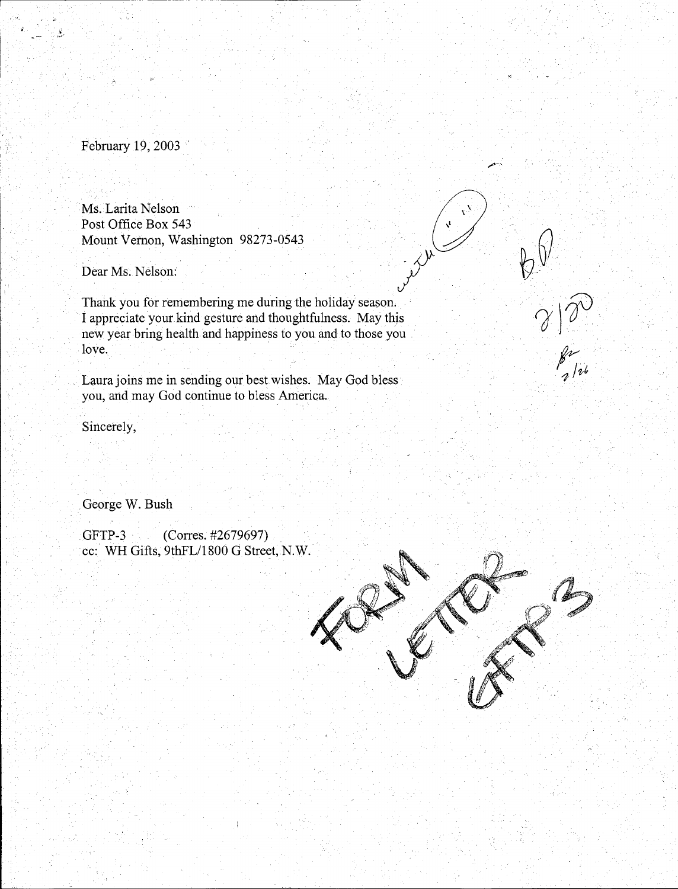February 19, 2003

Ms. Larita Nelson
Post Office Box 543
Mount Vernon, Washington 98273-0543

Dear Ms. Nelson:

Thank you for remembering me during the holiday season. I appreciate your kind gesture and thoughtfulness. May this new year bring health and happiness to you and to those you love.

Laura joins me in sending our best wishes. May God bless you, and may God continue to bless America.

Sincerely,

George W. Bush

GFTP-3 (Corres. #2679697)
cc: WH Gifts, 9thFL/1800 G Street, N.W.

FORM LETTER GFTP 3